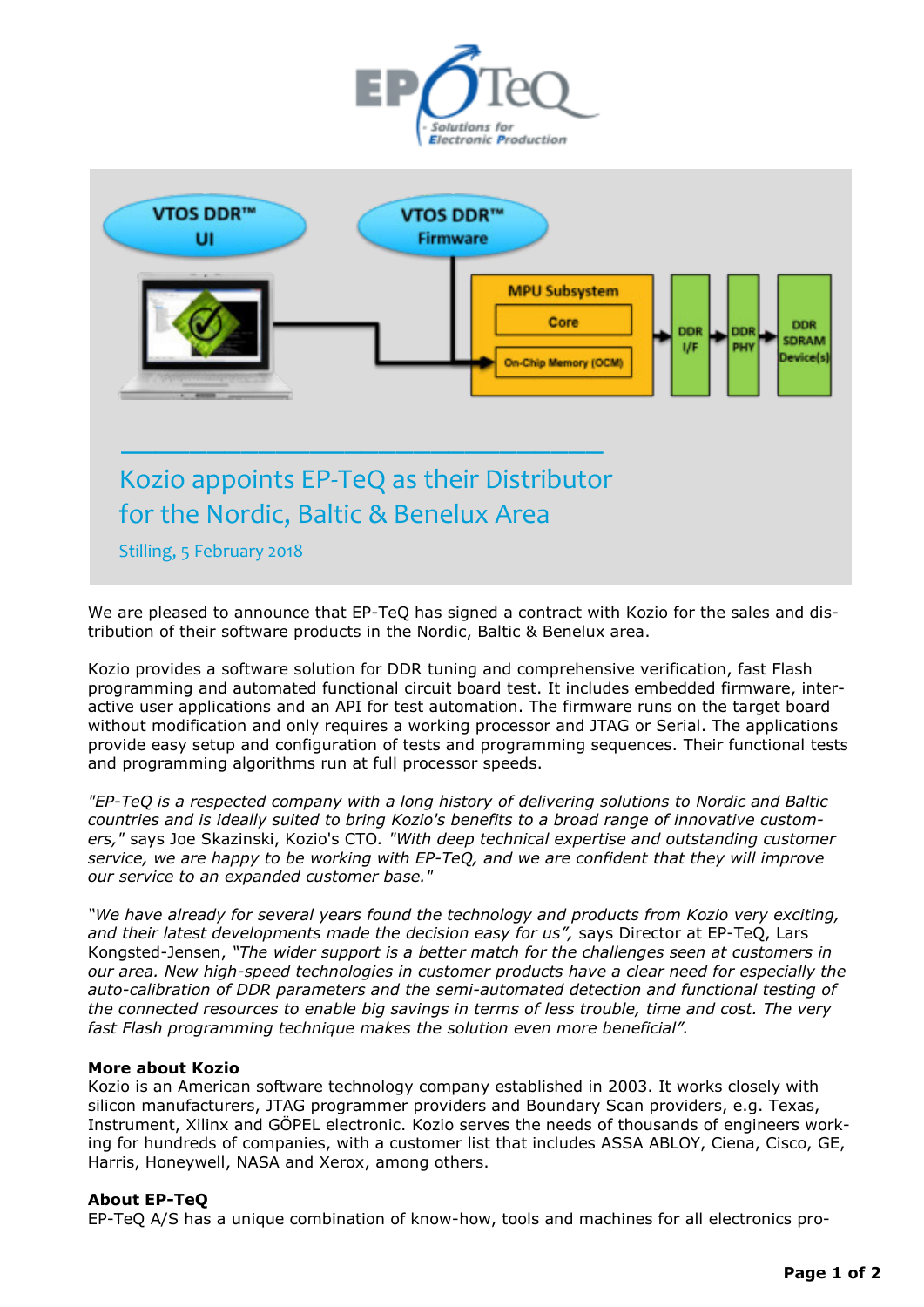# Kozio appoints EP-TeQ as their Distributor for the Nordic, Baltic & Benelux Area

Stilling, 5 February 2018

We are pleased to announce that EP-TeQ has signed a contract with Kozio for the sales and distribution of their software products in the Nordic, Baltic & Benelux area.

Kozio provides a software solution for DDR tuning and comprehensive verification, fast Flash programming and automated functional circuit board test. It includes embedded firmware, interactive user applications and an API for test automation. The firmware runs on the target board without modification and only requires a working processor and JTAG or Serial. The applications provide easy setup and configuration of tests and programming sequences. Their functional tests and programming algorithms run at full processor speeds.

*"EP-TeQ is a respected company with a long history of delivering solutions to Nordic and Baltic countries and is ideally suited to bring Kozio's benefits to a broad range of innovative customers,"* says Joe Skazinski, Kozio's CTO. *"With deep technical expertise and outstanding customer service, we are happy to be working with EP-TeQ, and we are confident that they will improve our service to an expanded customer base."*

*"We have already for several years found the technology and products from Kozio very exciting, and their latest developments made the decision easy for us"*, says Director at EP-TeQ, Lars Kongsted-Jensen, *"The wider support is a better match for the challenges seen at customers in our area. New high-speed technologies in customer products have a clear need for especially the auto-calibration of DDR parameters and the semi-automated detection and functional testing of the connected resources to enable big savings in terms of less trouble, time and cost. The very fast Flash programming technique makes the solution even more beneficial".*

**More about Kozio**

Kozio is an American software technology company established in 2003. It works closely with silicon manufacturers, JTAG programmer providers and Boundary Scan providers, e.g. Texas, Instrument, Xilinx and GÖPEL electronic. Kozio serves the needs of thousands of engineers working for hundreds of companies, with a customer list that includes ASSA ABLOY, Ciena, Cisco, GE, Harris, Honeywell, NASA and Xerox, among others.

**About EP-TeQ**

EP-TeQ A/S has a unique combination of know-how, tools and machines for all electronics pro-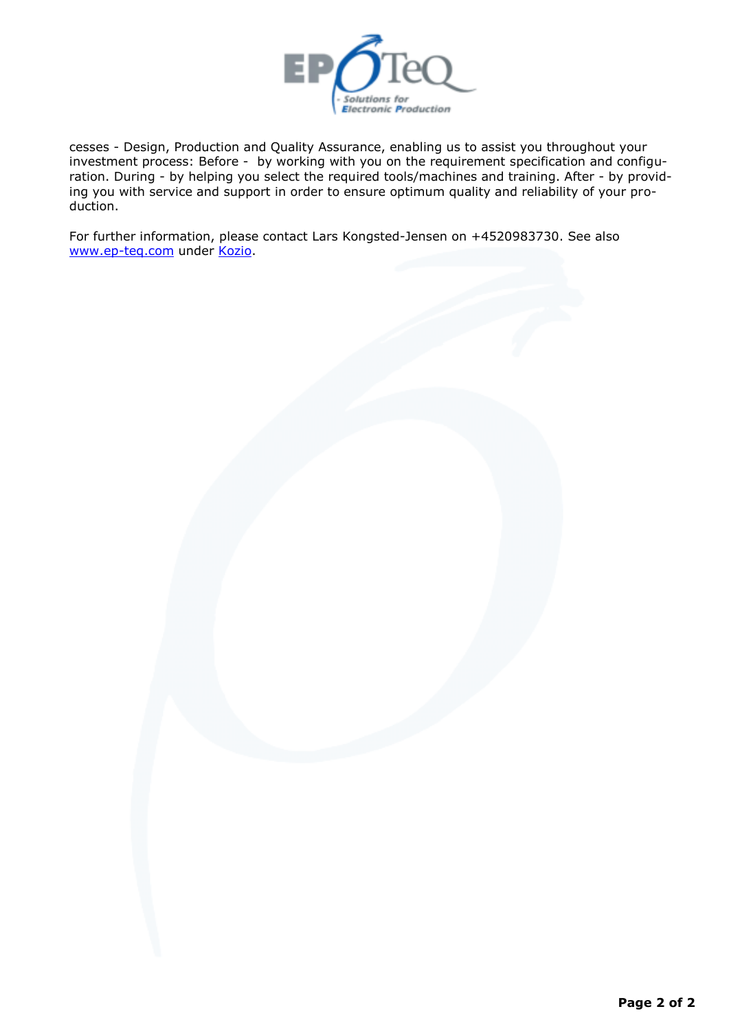cesses - Design, Production and Quality Assurance, enabling us to assist you throughout your investment process: Before - by working with you on the requirement specification and configuration. During - by helping you select the required tools/machines and training. After - by providing you with service and support in order to ensure optimum quality and reliability of your production.

For further information, please contact Lars Kongsted-Jensen on +4520983730. See also [www.ep-teq.com](http://www.ep-teq.com) under Kozio.